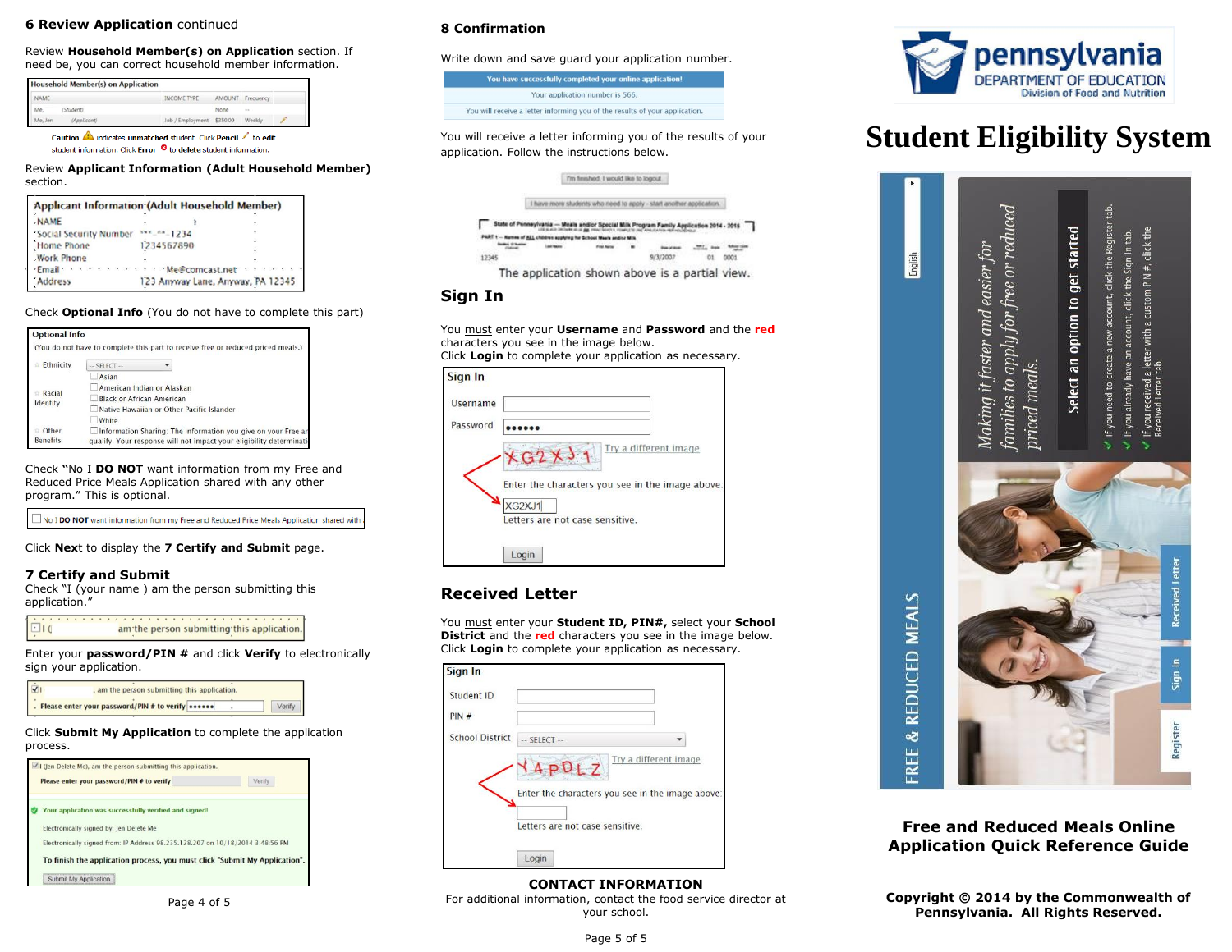## 6 Review Application continued

Review **Household Member(s) on Application** section. If need be, you can correct household member information.

| NAME | | INCOME TYPE | AMOUNT | Frequency |
|---|---|---|---|---|
| Me, | (Student) | | None | -- |
| Me, Jen | (Applicant) | Job / Employment | $350.00 | Weekly |

Caution indicates **unmatched** student. Click **Pencil** to **edit** student information. Click **Error** to **delete** student information.

Review **Applicant Information (Adult Household Member)** section.

Applicant Information (Adult Household Member)

- NAME
- Social Security Number ***-**-1234
- Home Phone 1234567890
- Work Phone
- Email Me@comcast.net
- Address 123 Anyway Lane, Anyway, PA 12345

Check **Optional Info** (You do not have to complete this part)

Optional Info

(You do not have to complete this part to receive free or reduced priced meals.)

- Ethnicity -- SELECT --
- Racial Identity: Asian; American Indian or Alaskan; Black or African American; Native Hawaiian or Other Pacific Islander; White
- Other Benefits: Information Sharing. The information you give on your Free an... qualify. Your response will not impact your eligibility determinati...

Check **"No I DO NOT** want information from my Free and Reduced Price Meals Application shared with any other program." This is optional.

No I **DO NOT** want information from my Free and Reduced Price Meals Application shared with ...

Click **Next** to display the **7 Certify and Submit** page.

## 7 Certify and Submit

Check "I (your name ) am the person submitting this application."

I ( am the person submitting this application.

Enter your **password/PIN #** and click **Verify** to electronically sign your application.

I , am the person submitting this application.
Please enter your password/PIN # to verify •••••• Verify

Click **Submit My Application** to complete the application process.

I (Jen Delete Me), am the person submitting this application.
Please enter your password/PIN # to verify Verify

Your application was successfully verified and signed!
Electronically signed by: Jen Delete Me
Electronically signed from: IP Address 98.235.128.207 on 10/18/2014 3:48:56 PM
To finish the application process, you must click "Submit My Application".
Submit My Application

## 8 Confirmation

Write down and save your application number.

You have successfully completed your online application!
Your application number is 566.
You will receive a letter informing you of the results of your application.

You will receive a letter informing you of the results of your application. Follow the instructions below.

I'm finished. I would like to logout
I have more students who need to apply - start another application

The application shown above is a partial view.

## Sign In

You must enter your **Username** and **Password** and the **red** characters you see in the image below.
Click **Login** to complete your application as necessary.

Sign In
Username
Password ••••••
Try a different image
Enter the characters you see in the image above
XG2XJ1
Letters are not case sensitive.
Login

## Received Letter

You must enter your **Student ID, PIN#,** select your **School District** and the **red** characters you see in the image below.
Click **Login** to complete your application as necessary.

Sign In
Student ID
PIN #
School District -- SELECT --
Try a different image
Enter the characters you see in the image above
Letters are not case sensitive.
Login

**CONTACT INFORMATION**

For additional information, contact the food service director at your school.

pennsylvania DEPARTMENT OF EDUCATION Division of Food and Nutrition

# Student Eligibility System

*Making it faster and easier for families to apply for free or reduced priced meals.*

Select an option to get started
- If you need to create a new account, click the Register tab.
- If you already have an account, click the Sign In tab.
- If you received a letter with a custom PIN #, click the Received Letter tab.

FREE & REDUCED MEALS — English — Received Letter — Sign In — Register

**Free and Reduced Meals Online Application Quick Reference Guide**

**Copyright © 2014 by the Commonwealth of Pennsylvania. All Rights Reserved.**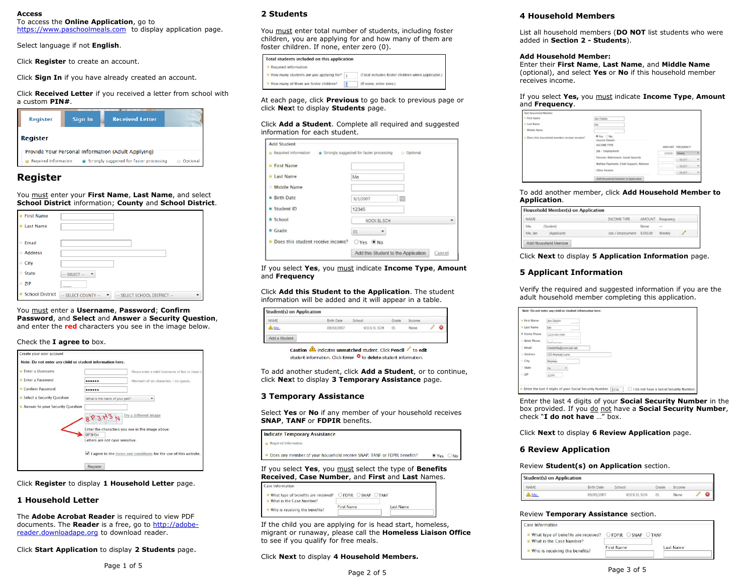**Access**
To access the **Online Application**, go to https://www.paschoolmeals.com to display application page.

Select language if not **English**.

Click **Register** to create an account.

Click **Sign In** if you have already created an account.

Click **Received Letter** if you received a letter from school with a custom **PIN#**.

# Register

You must enter your **First Name**, **Last Name**, and select **School District** information; **County** and **School District**.

You must enter a **Username**, **Password**; **Confirm Password**, and **Select** and **Answer** a **Security Question**, and enter the **red** characters you see in the image below.

Check the **I agree to** box.

Click **Register** to display **1 Household Letter** page.

## 1 Household Letter

The **Adobe Acrobat Reader** is required to view PDF documents. The **Reader** is a free, go to http://adobe-reader.downloadape.org to download reader.

Click **Start Application** to display **2 Students** page.

## 2 Students

You must enter total number of students, including foster children, you are applying for and how many of them are foster children. If none, enter zero (0).

At each page, click **Previous** to go back to previous page or click **Next** to display **Students** page.

Click **Add a Student**. Complete all required and suggested information for each student.

If you select **Yes**, you must indicate **Income Type**, **Amount** and **Frequency**

Click **Add this Student to the Application**. The student information will be added and it will appear in a table.

**Caution** ⚠ indicates **unmatched** student. Click **Pencil** to **edit** student information. Click **Error** to **delete** student information.

To add another student, click **Add a Student**, or to continue, click **Next** to display **3 Temporary Assistance** page.

## 3 Temporary Assistance

Select **Yes** or **No** if any member of your household receives **SNAP**, **TANF** or **FDPIR** benefits.

If you select **Yes**, you must select the type of **Benefits Received**, **Case Number**, and **First** and **Last** Names.

If the child you are applying for is head start, homeless, migrant or runaway, please call the **Homeless Liaison Office** to see if you qualify for free meals.

Click **Next** to display **4 Household Members.**

## 4 Household Members

List all household members (**DO NOT** list students who were added in **Section 2 - Students**).

**Add Household Member:**
Enter their **First Name**, **Last Name**, and **Middle Name** (optional), and select **Yes** or **No** if this household member receives income.

If you select **Yes,** you must indicate **Income Type**, **Amount** and **Frequency**.

To add another member, click **Add Household Member to Application**.

Click **Next** to display **5 Application Information** page.

## 5 Applicant Information

Verify the required and suggested information if you are the adult household member completing this application.

Enter the last 4 digits of your **Social Security Number** in the box provided. If you do not have a **Social Security Number**, check **"I do not have** …" box.

Click **Next** to display **6 Review Application** page.

## 6 Review Application

Review **Student(s) on Application** section.

Review **Temporary Assistance** section.